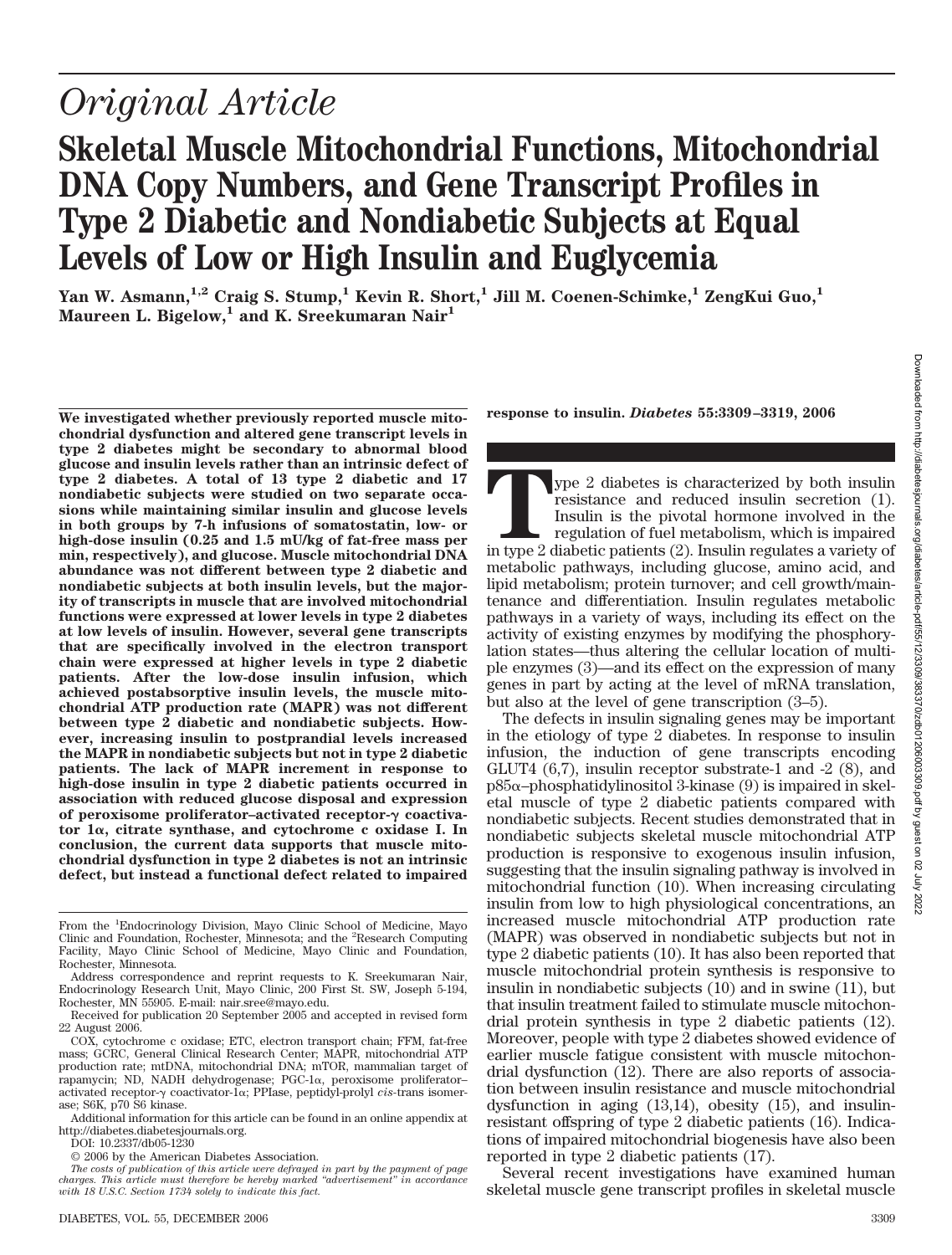# Original Article

# Skeletal Muscle Mitochondrial Functions, Mitochondrial DNA Copy Numbers, and Gene Transcript Profiles in Type 2 Diabetic and Nondiabetic Subjects at Equal Levels of Low or High Insulin and Euglycemia

**Yan W. Asmann,[1,2] Craig S. Stump,[1] Kevin R. Short,[1] Jill M. Coenen-Schimke,[1] ZengKui Guo,[1] Maureen L. Bigelow,[1] and K. Sreekumaran Nair[1]**

**We investigated whether previously reported muscle mitochondrial dysfunction and altered gene transcript levels in type 2 diabetes might be secondary to abnormal blood glucose and insulin levels rather than an intrinsic defect of type 2 diabetes. A total of 13 type 2 diabetic and 17 nondiabetic subjects were studied on two separate occasions while maintaining similar insulin and glucose levels in both groups by 7-h infusions of somatostatin, low- or high-dose insulin (0.25 and 1.5 mU/kg of fat-free mass per min, respectively), and glucose. Muscle mitochondrial DNA abundance was not different between type 2 diabetic and nondiabetic subjects at both insulin levels, but the majority of transcripts in muscle that are involved mitochondrial functions were expressed at lower levels in type 2 diabetes at low levels of insulin. However, several gene transcripts that are specifically involved in the electron transport chain were expressed at higher levels in type 2 diabetic patients. After the low-dose insulin infusion, which achieved postabsorptive insulin levels, the muscle mitochondrial ATP production rate (MAPR) was not different between type 2 diabetic and nondiabetic subjects. However, increasing insulin to postprandial levels increased the MAPR in nondiabetic subjects but not in type 2 diabetic patients. The lack of MAPR increment in response to high-dose insulin in type 2 diabetic patients occurred in association with reduced glucose disposal and expression of peroxisome proliferator–activated receptor-γ coactivator 1α, citrate synthase, and cytochrome c oxidase I. In conclusion, the current data supports that muscle mitochondrial dysfunction in type 2 diabetes is not an intrinsic defect, but instead a functional defect related to impaired response to insulin.** *Diabetes* **55:3309–3319, 2006**

From the [1]Endocrinology Division, Mayo Clinic School of Medicine, Mayo Clinic and Foundation, Rochester, Minnesota; and the [2]Research Computing Facility, Mayo Clinic School of Medicine, Mayo Clinic and Foundation, Rochester, Minnesota.

Address correspondence and reprint requests to K. Sreekumaran Nair, Endocrinology Research Unit, Mayo Clinic, 200 First St. SW, Joseph 5-194, Rochester, MN 55905. E-mail: nair.sree@mayo.edu.

Received for publication 20 September 2005 and accepted in revised form 22 August 2006.

COX, cytochrome c oxidase; ETC, electron transport chain; FFM, fat-free mass; GCRC, General Clinical Research Center; MAPR, mitochondrial ATP production rate; mtDNA, mitochondrial DNA; mTOR, mammalian target of rapamycin; ND, NADH dehydrogenase; PGC-1α, peroxisome proliferator–activated receptor-γ coactivator-1α; PPIase, peptidyl-prolyl *cis*-trans isomerase; S6K, p70 S6 kinase.

Additional information for this article can be found in an online appendix at http://diabetes.diabetesjournals.org.

DOI: 10.2337/db05-1230

© 2006 by the American Diabetes Association.

*The costs of publication of this article were defrayed in part by the payment of page charges. This article must therefore be hereby marked "advertisement" in accordance with 18 U.S.C. Section 1734 solely to indicate this fact.*

Type 2 diabetes is characterized by both insulin resistance and reduced insulin secretion (1). Insulin is the pivotal hormone involved in the regulation of fuel metabolism, which is impaired in type 2 diabetic patients (2). Insulin regulates a variety of metabolic pathways, including glucose, amino acid, and lipid metabolism; protein turnover; and cell growth/maintenance and differentiation. Insulin regulates metabolic pathways in a variety of ways, including its effect on the activity of existing enzymes by modifying the phosphorylation states—thus altering the cellular location of multiple enzymes (3)—and its effect on the expression of many genes in part by acting at the level of mRNA translation, but also at the level of gene transcription (3–5).

The defects in insulin signaling genes may be important in the etiology of type 2 diabetes. In response to insulin infusion, the induction of gene transcripts encoding GLUT4 (6,7), insulin receptor substrate-1 and -2 (8), and p85α–phosphatidylinositol 3-kinase (9) is impaired in skeletal muscle of type 2 diabetic patients compared with nondiabetic subjects. Recent studies demonstrated that in nondiabetic subjects skeletal muscle mitochondrial ATP production is responsive to exogenous insulin infusion, suggesting that the insulin signaling pathway is involved in mitochondrial function (10). When increasing circulating insulin from low to high physiological concentrations, an increased muscle mitochondrial ATP production rate (MAPR) was observed in nondiabetic subjects but not in type 2 diabetic patients (10). It has also been reported that muscle mitochondrial protein synthesis is responsive to insulin in nondiabetic subjects (10) and in swine (11), but that insulin treatment failed to stimulate muscle mitochondrial protein synthesis in type 2 diabetic patients (12). Moreover, people with type 2 diabetes showed evidence of earlier muscle fatigue consistent with muscle mitochondrial dysfunction (12). There are also reports of association between insulin resistance and muscle mitochondrial dysfunction in aging (13,14), obesity (15), and insulin-resistant offspring of type 2 diabetic patients (16). Indications of impaired mitochondrial biogenesis have also been reported in type 2 diabetic patients (17).

Several recent investigations have examined human skeletal muscle gene transcript profiles in skeletal muscle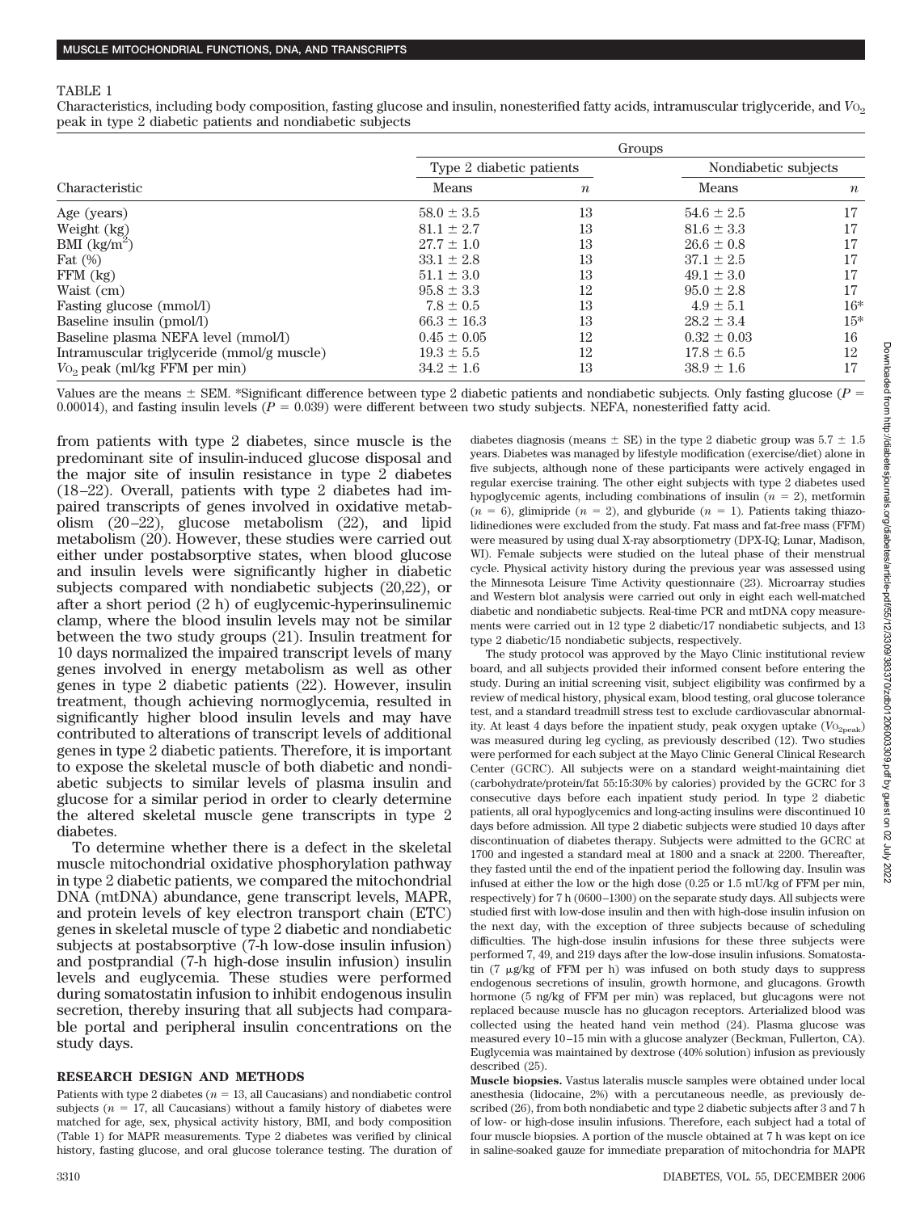TABLE 1

Characteristics, including body composition, fasting glucose and insulin, nonesterified fatty acids, intramuscular triglyceride, and $V\text{O}_2$ peak in type 2 diabetic patients and nondiabetic subjects

| Characteristic | Groups | | | |
|---|---|---|---|---|
| | Type 2 diabetic patients | | Nondiabetic subjects | |
| | Means | $n$ | Means | $n$ |
| Age (years) | 58.0 ± 3.5 | 13 | 54.6 ± 2.5 | 17 |
| Weight (kg) | 81.1 ± 2.7 | 13 | 81.6 ± 3.3 | 17 |
| BMI (kg/m$^2$) | 27.7 ± 1.0 | 13 | 26.6 ± 0.8 | 17 |
| Fat (%) | 33.1 ± 2.8 | 13 | 37.1 ± 2.5 | 17 |
| FFM (kg) | 51.1 ± 3.0 | 13 | 49.1 ± 3.0 | 17 |
| Waist (cm) | 95.8 ± 3.3 | 12 | 95.0 ± 2.8 | 17 |
| Fasting glucose (mmol/l) | 7.8 ± 0.5 | 13 | 4.9 ± 5.1 | 16* |
| Baseline insulin (pmol/l) | 66.3 ± 16.3 | 13 | 28.2 ± 3.4 | 15* |
| Baseline plasma NEFA level (mmol/l) | 0.45 ± 0.05 | 12 | 0.32 ± 0.03 | 16 |
| Intramuscular triglyceride (mmol/g muscle) | 19.3 ± 5.5 | 12 | 17.8 ± 6.5 | 12 |
| $V\text{O}_2$ peak (ml/kg FFM per min) | 34.2 ± 1.6 | 13 | 38.9 ± 1.6 | 17 |

Values are the means ± SEM. *Significant difference between type 2 diabetic patients and nondiabetic subjects. Only fasting glucose ($P$ = 0.00014), and fasting insulin levels ($P$ = 0.039) were different between two study subjects. NEFA, nonesterified fatty acid.

from patients with type 2 diabetes, since muscle is the predominant site of insulin-induced glucose disposal and the major site of insulin resistance in type 2 diabetes (18–22). Overall, patients with type 2 diabetes had impaired transcripts of genes involved in oxidative metabolism (20–22), glucose metabolism (22), and lipid metabolism (20). However, these studies were carried out either under postabsorptive states, when blood glucose and insulin levels were significantly higher in diabetic subjects compared with nondiabetic subjects (20,22), or after a short period (2 h) of euglycemic-hyperinsulinemic clamp, where the blood insulin levels may not be similar between the two study groups (21). Insulin treatment for 10 days normalized the impaired transcript levels of many genes involved in energy metabolism as well as other genes in type 2 diabetic patients (22). However, insulin treatment, though achieving normoglycemia, resulted in significantly higher blood insulin levels and may have contributed to alterations of transcript levels of additional genes in type 2 diabetic patients. Therefore, it is important to expose the skeletal muscle of both diabetic and nondiabetic subjects to similar levels of plasma insulin and glucose for a similar period in order to clearly determine the altered skeletal muscle gene transcripts in type 2 diabetes.

To determine whether there is a defect in the skeletal muscle mitochondrial oxidative phosphorylation pathway in type 2 diabetic patients, we compared the mitochondrial DNA (mtDNA) abundance, gene transcript levels, MAPR, and protein levels of key electron transport chain (ETC) genes in skeletal muscle of type 2 diabetic and nondiabetic subjects at postabsorptive (7-h low-dose insulin infusion) and postprandial (7-h high-dose insulin infusion) insulin levels and euglycemia. These studies were performed during somatostatin infusion to inhibit endogenous insulin secretion, thereby insuring that all subjects had comparable portal and peripheral insulin concentrations on the study days.

## RESEARCH DESIGN AND METHODS

Patients with type 2 diabetes ($n$ = 13, all Caucasians) and nondiabetic control subjects ($n$ = 17, all Caucasians) without a family history of diabetes were matched for age, sex, physical activity history, BMI, and body composition (Table 1) for MAPR measurements. Type 2 diabetes was verified by clinical history, fasting glucose, and oral glucose tolerance testing. The duration of diabetes diagnosis (means ± SE) in the type 2 diabetic group was 5.7 ± 1.5 years. Diabetes was managed by lifestyle modification (exercise/diet) alone in five subjects, although none of these participants were actively engaged in regular exercise training. The other eight subjects with type 2 diabetes used hypoglycemic agents, including combinations of insulin ($n$ = 2), metformin ($n$ = 6), glimipride ($n$ = 2), and glyburide ($n$ = 1). Patients taking thiazolidinediones were excluded from the study. Fat mass and fat-free mass (FFM) were measured by using dual X-ray absorptiometry (DPX-IQ; Lunar, Madison, WI). Female subjects were studied on the luteal phase of their menstrual cycle. Physical activity history during the previous year was assessed using the Minnesota Leisure Time Activity questionnaire (23). Microarray studies and Western blot analysis were carried out only in eight each well-matched diabetic and nondiabetic subjects. Real-time PCR and mtDNA copy measurements were carried out in 12 type 2 diabetic/17 nondiabetic subjects, and 13 type 2 diabetic/15 nondiabetic subjects, respectively.

The study protocol was approved by the Mayo Clinic institutional review board, and all subjects provided their informed consent before entering the study. During an initial screening visit, subject eligibility was confirmed by a review of medical history, physical exam, blood testing, oral glucose tolerance test, and a standard treadmill stress test to exclude cardiovascular abnormality. At least 4 days before the inpatient study, peak oxygen uptake ($V\text{O}_{2\text{peak}}$) was measured during leg cycling, as previously described (12). Two studies were performed for each subject at the Mayo Clinic General Clinical Research Center (GCRC). All subjects were on a standard weight-maintaining diet (carbohydrate/protein/fat 55:15:30% by calories) provided by the GCRC for 3 consecutive days before each inpatient study period. In type 2 diabetic patients, all oral hypoglycemics and long-acting insulins were discontinued 10 days before admission. All type 2 diabetic subjects were studied 10 days after discontinuation of diabetes therapy. Subjects were admitted to the GCRC at 1700 and ingested a standard meal at 1800 and a snack at 2200. Thereafter, they fasted until the end of the inpatient period the following day. Insulin was infused at either the low or the high dose (0.25 or 1.5 mU/kg of FFM per min, respectively) for 7 h (0600–1300) on the separate study days. All subjects were studied first with low-dose insulin and then with high-dose insulin infusion on the next day, with the exception of three subjects because of scheduling difficulties. The high-dose insulin infusions for these three subjects were performed 7, 49, and 219 days after the low-dose insulin infusions. Somatostatin (7 μg/kg of FFM per h) was infused on both study days to suppress endogenous secretions of insulin, growth hormone, and glucagons. Growth hormone (5 ng/kg of FFM per min) was replaced, but glucagons were not replaced because muscle has no glucagon receptors. Arterialized blood was collected using the heated hand vein method (24). Plasma glucose was measured every 10–15 min with a glucose analyzer (Beckman, Fullerton, CA). Euglycemia was maintained by dextrose (40% solution) infusion as previously described (25).

**Muscle biopsies.** Vastus lateralis muscle samples were obtained under local anesthesia (lidocaine, 2%) with a percutaneous needle, as previously described (26), from both nondiabetic and type 2 diabetic subjects after 3 and 7 h of low- or high-dose insulin infusions. Therefore, each subject had a total of four muscle biopsies. A portion of the muscle obtained at 7 h was kept on ice in saline-soaked gauze for immediate preparation of mitochondria for MAPR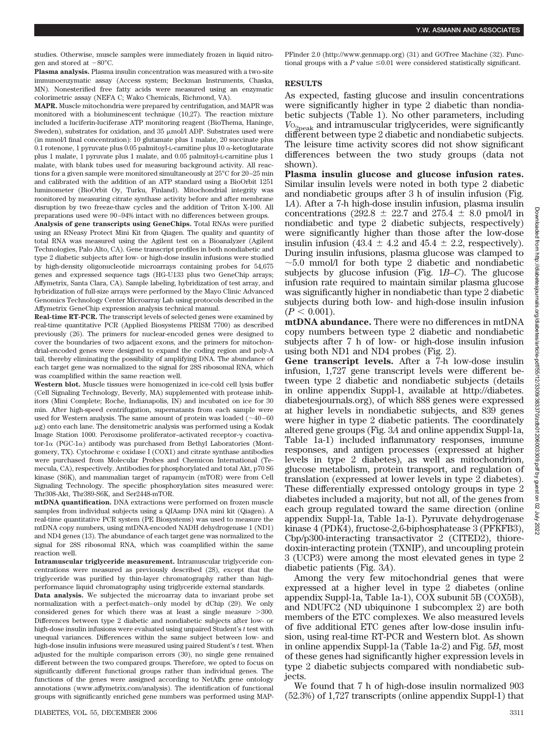studies. Otherwise, muscle samples were immediately frozen in liquid nitrogen and stored at −80°C.

**Plasma analysis.** Plasma insulin concentration was measured with a two-site immunoenzymatic assay (Access system; Beckman Instruments, Chaska, MN). Nonesterified free fatty acids were measured using an enzymatic colorimetric assay (NEFA C; Wako Chemicals, Richmond, VA).

**MAPR.** Muscle mitochondria were prepared by centrifugation, and MAPR was monitored with a bioluminescent technique (10,27). The reaction mixture included a luciferin-luciferase ATP monitoring reagent (BioThema, Haninge, Sweden), substrates for oxidation, and 35 μmol/l ADP. Substrates used were (in mmol/l final concentration): 10 glutamate plus 1 malate, 20 succinate plus 0.1 rotenone, 1 pyruvate plus 0.05 palmitoyl-L-carnitine plus 10 α-ketoglutarate plus 1 malate, 1 pyruvate plus 1 malate, and 0.05 palmitoyl-L-carnitine plus 1 malate, with blank tubes used for measuring background activity. All reactions for a given sample were monitored simultaneously at 25°C for 20–25 min and calibrated with the addition of an ATP standard using a BioOrbit 1251 luminometer (BioOrbit Oy, Turku, Finland). Mitochondrial integrity was monitored by measuring citrate synthase activity before and after membrane disruption by two freeze-thaw cycles and the addition of Triton X-100. All preparations used were 90–94% intact with no differences between groups.

**Analysis of gene transcripts using GeneChips.** Total RNAs were purified using an RNeasy Protect Mini Kit from Qiagen. The quality and quantity of total RNA was measured using the Agilent test on a Bioanalyzer (Agilent Technologies, Palo Alto, CA). Gene transcript profiles in both nondiabetic and type 2 diabetic subjects after low- or high-dose insulin infusions were studied by high-density oligonucleotide microarrays containing probes for 54,675 genes and expressed sequence tags (HG-U133 plus two GeneChip arrays; Affymetrix, Santa Clara, CA). Sample labeling, hybridization of test array, and hybridization of full-size arrays were performed by the Mayo Clinic Advanced Genomics Technology Center Microarray Lab using protocols described in the Affymetrix GeneChip expression analysis technical manual.

**Real-time RT-PCR.** The transcript levels of selected genes were examined by real-time quantitative PCR (Applied Biosystems PRISM 7700) as described previously (26). The primers for nuclear-encoded genes were designed to cover the boundaries of two adjacent exons, and the primers for mitochondrial-encoded genes were designed to expand the coding region and poly-A tail, thereby eliminating the possibility of amplifying DNA. The abundance of each target gene was normalized to the signal for 28S ribosomal RNA, which was coamplified within the same reaction well.

**Western blot.** Muscle tissues were homogenized in ice-cold cell lysis buffer (Cell Signaling Technology, Beverly, MA) supplemented with protease inhibitors (Mini Complete; Roche, Indianapolis, IN) and incubated on ice for 30 min. After high-speed centrifugation, supernatants from each sample were used for Western analysis. The same amount of protein was loaded (~40–60 μg) onto each lane. The densitometric analysis was performing using a Kodak Image Station 1000. Peroxisome proliferator–activated receptor-γ coactivator-1α (PGC-1α) antibody was purchased from Bethyl Laboratories (Montgomery, TX). Cytochrome c oxidase I (COX1) and citrate synthase antibodies were purchased from Molecular Probes and Chemicon International (Temecula, CA), respectively. Antibodies for phosphorylated and total Akt, p70 S6 kinase (S6K), and mammalian target of rapamycin (mTOR) were from Cell Signaling Technology. The specific phosphorylation sites measured were: Thr308-Akt, Thr389-S6K, and Ser2448-mTOR.

**mtDNA quantification.** DNA extractions were performed on frozen muscle samples from individual subjects using a QIAamp DNA mini kit (Qiagen). A real-time quantitative PCR system (PE Biosystems) was used to measure the mtDNA copy numbers, using mtDNA-encoded NADH dehydrogenase 1 (ND1) and ND4 genes (13). The abundance of each target gene was normalized to the signal for 28S ribosomal RNA, which was coamplified within the same reaction well.

**Intramuscular triglyceride measurement.** Intramuscular triglyceride concentrations were measured as previously described (28), except that the triglyceride was purified by thin-layer chromatography rather than high-performance liquid chromatography using triglyceride external standards.

**Data analysis.** We subjected the microarray data to invariant probe set normalization with a perfect-match–only model by dChip (29). We only considered genes for which there was at least a single measure >300. Differences between type 2 diabetic and nondiabetic subjects after low- or high-dose insulin infusions were evaluated using unpaired Student's *t* test with unequal variances. Differences within the same subject between low- and high-dose insulin infusions were measured using paired Student's *t* test. When adjusted for the multiple comparison errors (30), no single gene remained different between the two compared groups. Therefore, we opted to focus on significantly different functional groups rather than individual genes. The functions of the genes were assigned according to NetAffx gene ontology annotations (www.affymetrix.com/analysis). The identification of functional groups with significantly enriched gene numbers was performed using MAPPFinder 2.0 (http://www.genmapp.org) (31) and GOTree Machine (32). Functional groups with a $P$ value ≤0.01 were considered statistically significant.

## RESULTS

As expected, fasting glucose and insulin concentrations were significantly higher in type 2 diabetic than nondiabetic subjects (Table 1). No other parameters, including $V_{O_{2peak}}$ and intramuscular triglycerides, were significantly different between type 2 diabetic and nondiabetic subjects. The leisure time activity scores did not show significant differences between the two study groups (data not shown).

**Plasma insulin glucose and glucose infusion rates.** Similar insulin levels were noted in both type 2 diabetic and nondiabetic groups after 3 h of insulin infusion (Fig. 1*A*). After a 7-h high-dose insulin infusion, plasma insulin concentrations (292.8 ± 22.7 and 275.4 ± 8.0 pmol/l in nondiabetic and type 2 diabetic subjects, respectively) were significantly higher than those after the low-dose insulin infusion (43.4 ± 4.2 and 45.4 ± 2.2, respectively). During insulin infusions, plasma glucose was clamped to ~5.0 mmol/l for both type 2 diabetic and nondiabetic subjects by glucose infusion (Fig. 1*B–C*). The glucose infusion rate required to maintain similar plasma glucose was significantly higher in nondiabetic than type 2 diabetic subjects during both low- and high-dose insulin infusion ($P < 0.001$).

**mtDNA abundance.** There were no differences in mtDNA copy numbers between type 2 diabetic and nondiabetic subjects after 7 h of low- or high-dose insulin infusion using both ND1 and ND4 probes (Fig. 2).

**Gene transcript levels.** After a 7-h low-dose insulin infusion, 1,727 gene transcript levels were different between type 2 diabetic and nondiabetic subjects (details in online appendix Suppl-1, available at http://diabetes.diabetesjournals.org), of which 888 genes were expressed at higher levels in nondiabetic subjects, and 839 genes were higher in type 2 diabetic patients. The coordinately altered gene groups (Fig. 3*A* and online appendix Suppl-1a, Table 1a-1) included inflammatory responses, immune responses, and antigen processes (expressed at higher levels in type 2 diabetes), as well as mitochondrion, glucose metabolism, protein transport, and regulation of translation (expressed at lower levels in type 2 diabetes). These differentially expressed ontology groups in type 2 diabetes included a majority, but not all, of the genes from each group regulated toward the same direction (online appendix Suppl-1a, Table 1a-1). Pyruvate dehydrogenase kinase 4 (PDK4), fructose-2,6-biphosphatease 3 (PFKFB3), Cbp/p300-interacting transactivator 2 (CITED2), thioredoxin-interacting protein (TXNIP), and uncoupling protein 3 (UCP3) were among the most elevated genes in type 2 diabetic patients (Fig. 3*A*).

Among the very few mitochondrial genes that were expressed at a higher level in type 2 diabetes (online appendix Suppl-1a, Table 1a-1), COX subunit 5B (COX5B), and NDUFC2 (ND ubiquinone 1 subcomplex 2) are both members of the ETC complexes. We also measured levels of five additional ETC genes after low-dose insulin infusion, using real-time RT-PCR and Western blot. As shown in online appendix Suppl-1a (Table 1a-2) and Fig. 5*B*, most of these genes had significantly higher expression levels in type 2 diabetic subjects compared with nondiabetic subjects.

We found that 7 h of high-dose insulin normalized 903 (52.3%) of 1,727 transcripts (online appendix Suppl-1) that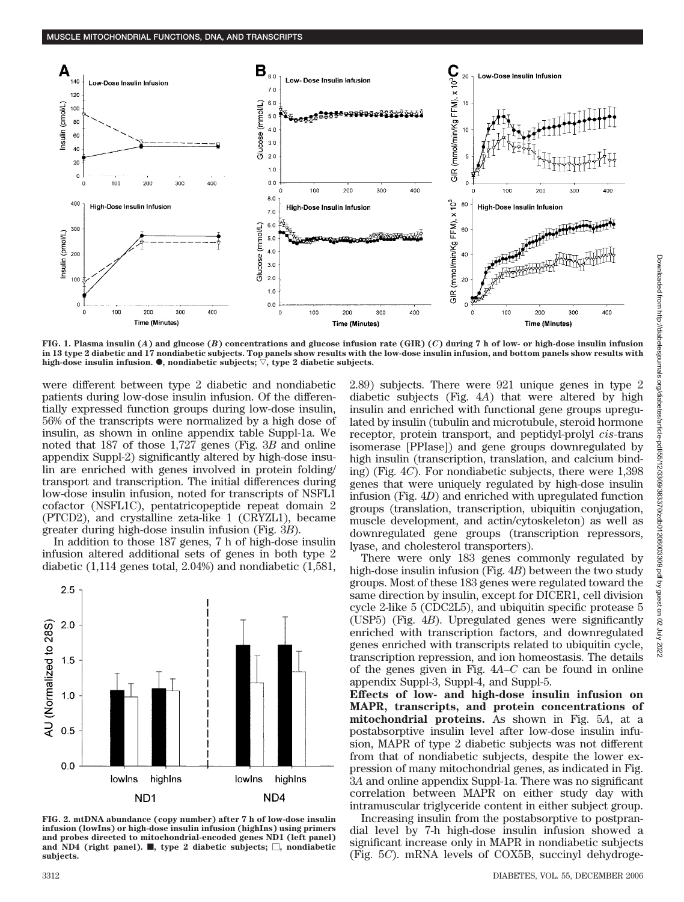FIG. 1. Plasma insulin (*A*) and glucose (*B*) concentrations and glucose infusion rate (GIR) (*C*) during 7 h of low- or high-dose insulin infusion in 13 type 2 diabetic and 17 nondiabetic subjects. Top panels show results with the low-dose insulin infusion, and bottom panels show results with high-dose insulin infusion. ●, nondiabetic subjects; ▽, type 2 diabetic subjects.

were different between type 2 diabetic and nondiabetic patients during low-dose insulin infusion. Of the differentially expressed function groups during low-dose insulin, 56% of the transcripts were normalized by a high dose of insulin, as shown in online appendix table Suppl-1a. We noted that 187 of those 1,727 genes (Fig. 3*B* and online appendix Suppl-2) significantly altered by high-dose insulin are enriched with genes involved in protein folding/transport and transcription. The initial differences during low-dose insulin infusion, noted for transcripts of NSFL1 cofactor (NSFL1C), pentatricopeptide repeat domain 2 (PTCD2), and crystalline zeta-like 1 (CRYZL1), became greater during high-dose insulin infusion (Fig. 3*B*).

In addition to those 187 genes, 7 h of high-dose insulin infusion altered additional sets of genes in both type 2 diabetic (1,114 genes total, 2.04%) and nondiabetic (1,581, 2.89) subjects. There were 921 unique genes in type 2 diabetic subjects (Fig. 4*A*) that were altered by high insulin and enriched with functional gene groups upregulated by insulin (tubulin and microtubule, steroid hormone receptor, protein transport, and peptidyl-prolyl *cis*-trans isomerase [PPIase]) and gene groups downregulated by high insulin (transcription, translation, and calcium binding) (Fig. 4*C*). For nondiabetic subjects, there were 1,398 genes that were uniquely regulated by high-dose insulin infusion (Fig. 4*D*) and enriched with upregulated function groups (translation, transcription, ubiquitin conjugation, muscle development, and actin/cytoskeleton) as well as downregulated gene groups (transcription repressors, lyase, and cholesterol transporters).

FIG. 2. mtDNA abundance (copy number) after 7 h of low-dose insulin infusion (lowIns) or high-dose insulin infusion (highIns) using primers and probes directed to mitochondrial-encoded genes ND1 (left panel) and ND4 (right panel). ■, type 2 diabetic subjects; □, nondiabetic subjects.

There were only 183 genes commonly regulated by high-dose insulin infusion (Fig. 4*B*) between the two study groups. Most of these 183 genes were regulated toward the same direction by insulin, except for DICER1, cell division cycle 2-like 5 (CDC2L5), and ubiquitin specific protease 5 (USP5) (Fig. 4*B*). Upregulated genes were significantly enriched with transcription factors, and downregulated genes enriched with transcripts related to ubiquitin cycle, transcription repression, and ion homeostasis. The details of the genes given in Fig. 4*A*–*C* can be found in online appendix Suppl-3, Suppl-4, and Suppl-5.

**Effects of low- and high-dose insulin infusion on MAPR, transcripts, and protein concentrations of mitochondrial proteins.** As shown in Fig. 5*A*, at a postabsorptive insulin level after low-dose insulin infusion, MAPR of type 2 diabetic subjects was not different from that of nondiabetic subjects, despite the lower expression of many mitochondrial genes, as indicated in Fig. 3*A* and online appendix Suppl-1a. There was no significant correlation between MAPR on either study day with intramuscular triglyceride content in either subject group.

Increasing insulin from the postabsorptive to postprandial level by 7-h high-dose insulin infusion showed a significant increase only in MAPR in nondiabetic subjects (Fig. 5*C*). mRNA levels of COX5B, succinyl dehydroge-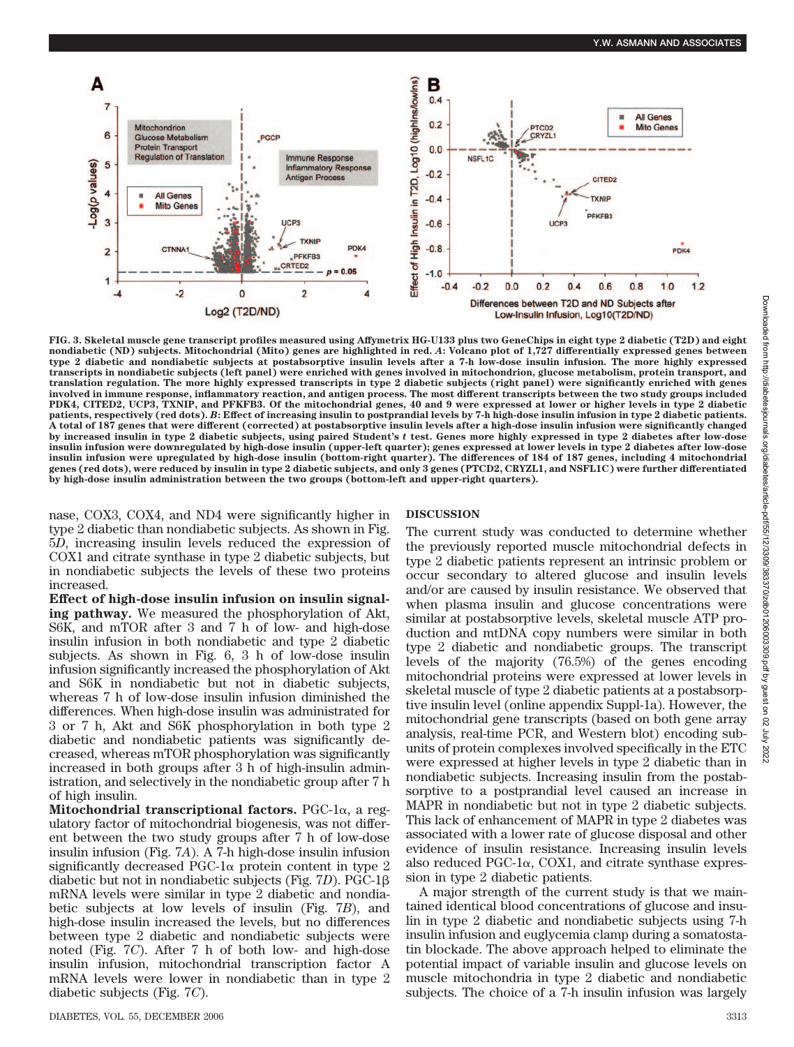FIG. 3. Skeletal muscle gene transcript profiles measured using Affymetrix HG-U133 plus two GeneChips in eight type 2 diabetic (T2D) and eight nondiabetic (ND) subjects. Mitochondrial (Mito) genes are highlighted in red. *A*: Volcano plot of 1,727 differentially expressed genes between type 2 diabetic and nondiabetic subjects at postabsorptive insulin levels after a 7-h low-dose insulin infusion. The more highly expressed transcripts in nondiabetic subjects (left panel) were enriched with genes involved in mitochondrion, glucose metabolism, protein transport, and translation regulation. The more highly expressed transcripts in type 2 diabetic subjects (right panel) were significantly enriched with genes involved in immune response, inflammatory reaction, and antigen process. The most different transcripts between the two study groups included PDK4, CITED2, UCP3, TXNIP, and PFKFB3. Of the mitochondrial genes, 40 and 9 were expressed at lower or higher levels in type 2 diabetic patients, respectively (red dots). *B*: Effect of increasing insulin to postprandial levels by 7-h high-dose insulin infusion in type 2 diabetic patients. A total of 187 genes that were different (corrected) at postabsorptive insulin levels after a high-dose insulin infusion were significantly changed by increased insulin in type 2 diabetic subjects, using paired Student's *t* test. Genes more highly expressed in type 2 diabetes after low-dose insulin infusion were downregulated by high-dose insulin (upper-left quarter); genes expressed at lower levels in type 2 diabetes after low-dose insulin infusion were upregulated by high-dose insulin (bottom-right quarter). The differences of 184 of 187 genes, including 4 mitochondrial genes (red dots), were reduced by insulin in type 2 diabetic subjects, and only 3 genes (PTCD2, CRYZL1, and NSFL1C) were further differentiated by high-dose insulin administration between the two groups (bottom-left and upper-right quarters).

nase, COX3, COX4, and ND4 were significantly higher in type 2 diabetic than nondiabetic subjects. As shown in Fig. 5*D*, increasing insulin levels reduced the expression of COX1 and citrate synthase in type 2 diabetic subjects, but in nondiabetic subjects the levels of these two proteins increased.

**Effect of high-dose insulin infusion on insulin signaling pathway.** We measured the phosphorylation of Akt, S6K, and mTOR after 3 and 7 h of low- and high-dose insulin infusion in both nondiabetic and type 2 diabetic subjects. As shown in Fig. 6, 3 h of low-dose insulin infusion significantly increased the phosphorylation of Akt and S6K in nondiabetic but not in diabetic subjects, whereas 7 h of low-dose insulin infusion diminished the differences. When high-dose insulin was administrated for 3 or 7 h, Akt and S6K phosphorylation in both type 2 diabetic and nondiabetic patients was significantly decreased, whereas mTOR phosphorylation was significantly increased in both groups after 3 h of high-insulin administration, and selectively in the nondiabetic group after 7 h of high insulin.

**Mitochondrial transcriptional factors.** PGC-1α, a regulatory factor of mitochondrial biogenesis, was not different between the two study groups after 7 h of low-dose insulin infusion (Fig. 7*A*). A 7-h high-dose insulin infusion significantly decreased PGC-1α protein content in type 2 diabetic but not in nondiabetic subjects (Fig. 7*D*). PGC-1β mRNA levels were similar in type 2 diabetic and nondiabetic subjects at low levels of insulin (Fig. 7*B*), and high-dose insulin increased the levels, but no differences between type 2 diabetic and nondiabetic subjects were noted (Fig. 7*C*). After 7 h of both low- and high-dose insulin infusion, mitochondrial transcription factor A mRNA levels were lower in nondiabetic than in type 2 diabetic subjects (Fig. 7*C*).

## DISCUSSION

The current study was conducted to determine whether the previously reported muscle mitochondrial defects in type 2 diabetic patients represent an intrinsic problem or occur secondary to altered glucose and insulin levels and/or are caused by insulin resistance. We observed that when plasma insulin and glucose concentrations were similar at postabsorptive levels, skeletal muscle ATP production and mtDNA copy numbers were similar in both type 2 diabetic and nondiabetic groups. The transcript levels of the majority (76.5%) of the genes encoding mitochondrial proteins were expressed at lower levels in skeletal muscle of type 2 diabetic patients at a postabsorptive insulin level (online appendix Suppl-1a). However, the mitochondrial gene transcripts (based on both gene array analysis, real-time PCR, and Western blot) encoding subunits of protein complexes involved specifically in the ETC were expressed at higher levels in type 2 diabetic than in nondiabetic subjects. Increasing insulin from the postabsorptive to a postprandial level caused an increase in MAPR in nondiabetic but not in type 2 diabetic subjects. This lack of enhancement of MAPR in type 2 diabetes was associated with a lower rate of glucose disposal and other evidence of insulin resistance. Increasing insulin levels also reduced PGC-1α, COX1, and citrate synthase expression in type 2 diabetic patients.

A major strength of the current study is that we maintained identical blood concentrations of glucose and insulin in type 2 diabetic and nondiabetic subjects using 7-h insulin infusion and euglycemia clamp during a somatostatin blockade. The above approach helped to eliminate the potential impact of variable insulin and glucose levels on muscle mitochondria in type 2 diabetic and nondiabetic subjects. The choice of a 7-h insulin infusion was largely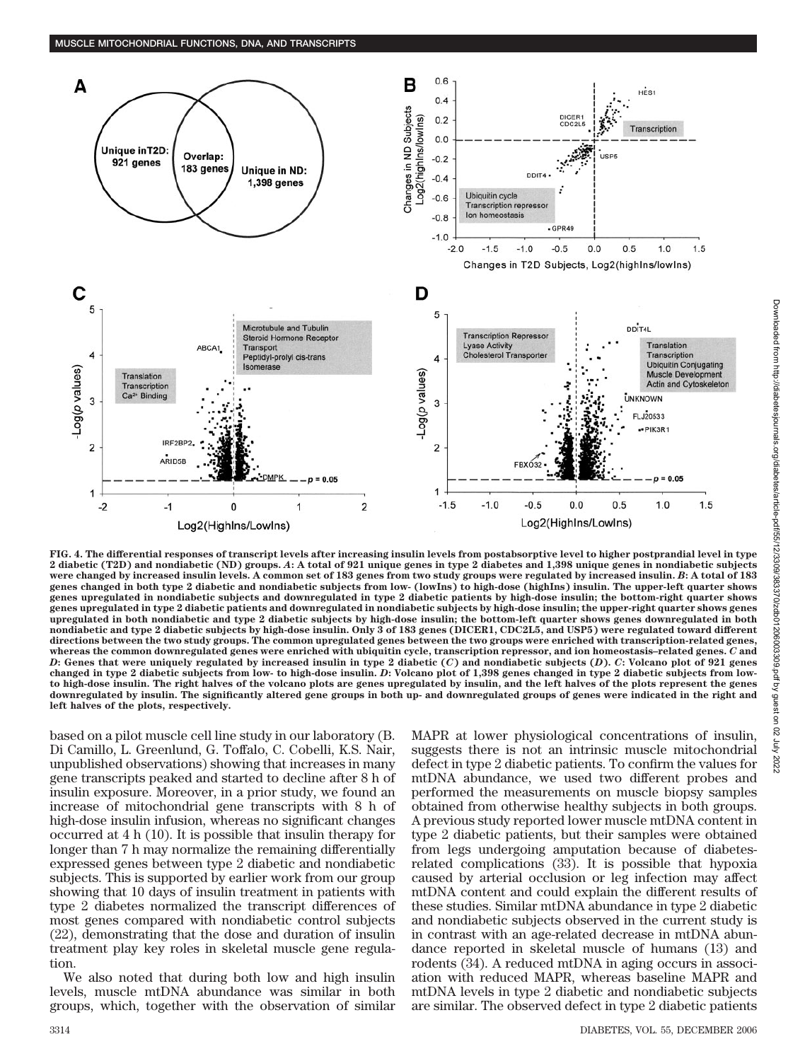FIG. 4. The differential responses of transcript levels after increasing insulin levels from postabsorptive level to higher postprandial level in type 2 diabetic (T2D) and nondiabetic (ND) groups. *A*: A total of 921 unique genes in type 2 diabetes and 1,398 unique genes in nondiabetic subjects were changed by increased insulin levels. A common set of 183 genes from two study groups were regulated by increased insulin. *B*: A total of 183 genes changed in both type 2 diabetic and nondiabetic subjects from low- (lowIns) to high-dose (highIns) insulin. The upper-left quarter shows genes upregulated in nondiabetic subjects and downregulated in type 2 diabetic patients by high-dose insulin; the bottom-right quarter shows genes upregulated in type 2 diabetic patients and downregulated in nondiabetic subjects by high-dose insulin; the upper-right quarter shows genes upregulated in both nondiabetic and type 2 diabetic subjects by high-dose insulin; the bottom-left quarter shows genes downregulated in both nondiabetic and type 2 diabetic subjects by high-dose insulin. Only 3 of 183 genes (DICER1, CDC2L5, and USP5) were regulated toward different directions between the two study groups. The common upregulated genes between the two groups were enriched with transcription-related genes, whereas the common downregulated genes were enriched with ubiquitin cycle, transcription repressor, and ion homeostasis–related genes. *C* and *D*: Genes that were uniquely regulated by increased insulin in type 2 diabetic (*C*) and nondiabetic subjects (*D*). *C*: Volcano plot of 921 genes changed in type 2 diabetic subjects from low- to high-dose insulin. *D*: Volcano plot of 1,398 genes changed in type 2 diabetic subjects from low- to high-dose insulin. The right halves of the volcano plots are genes upregulated by insulin, and the left halves of the plots represent the genes downregulated by insulin. The significantly altered gene groups in both up- and downregulated groups of genes were indicated in the right and left halves of the plots, respectively.

based on a pilot muscle cell line study in our laboratory (B. Di Camillo, L. Greenlund, G. Toffalo, C. Cobelli, K.S. Nair, unpublished observations) showing that increases in many gene transcripts peaked and started to decline after 8 h of insulin exposure. Moreover, in a prior study, we found an increase of mitochondrial gene transcripts with 8 h of high-dose insulin infusion, whereas no significant changes occurred at 4 h (10). It is possible that insulin therapy for longer than 7 h may normalize the remaining differentially expressed genes between type 2 diabetic and nondiabetic subjects. This is supported by earlier work from our group showing that 10 days of insulin treatment in patients with type 2 diabetes normalized the transcript differences of most genes compared with nondiabetic control subjects (22), demonstrating that the dose and duration of insulin treatment play key roles in skeletal muscle gene regulation.

We also noted that during both low and high insulin levels, muscle mtDNA abundance was similar in both groups, which, together with the observation of similar MAPR at lower physiological concentrations of insulin, suggests there is not an intrinsic muscle mitochondrial defect in type 2 diabetic patients. To confirm the values for mtDNA abundance, we used two different probes and performed the measurements on muscle biopsy samples obtained from otherwise healthy subjects in both groups. A previous study reported lower muscle mtDNA content in type 2 diabetic patients, but their samples were obtained from legs undergoing amputation because of diabetes-related complications (33). It is possible that hypoxia caused by arterial occlusion or leg infection may affect mtDNA content and could explain the different results of these studies. Similar mtDNA abundance in type 2 diabetic and nondiabetic subjects observed in the current study is in contrast with an age-related decrease in mtDNA abundance reported in skeletal muscle of humans (13) and rodents (34). A reduced mtDNA in aging occurs in association with reduced MAPR, whereas baseline MAPR and mtDNA levels in type 2 diabetic and nondiabetic subjects are similar. The observed defect in type 2 diabetic patients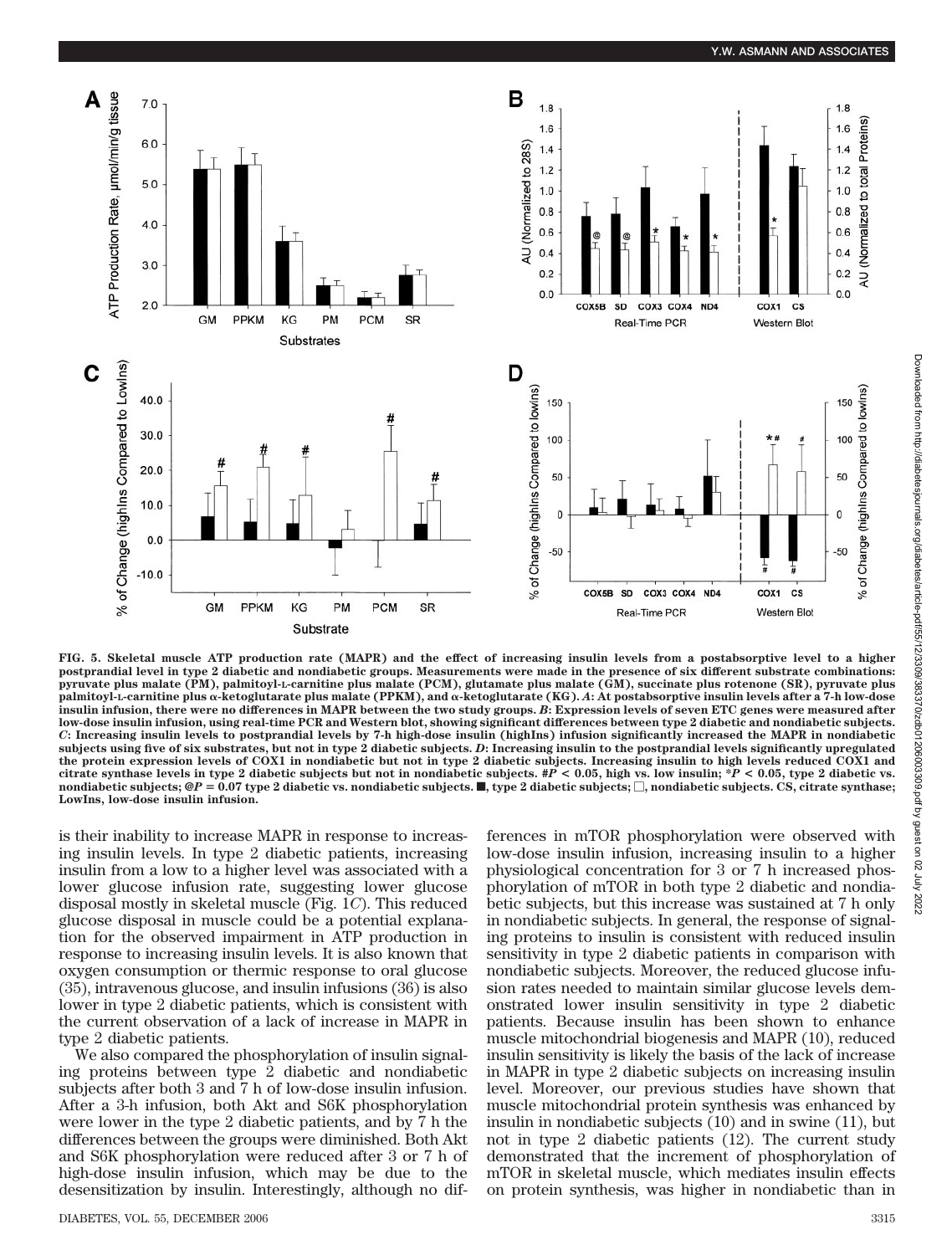FIG. 5. Skeletal muscle ATP production rate (MAPR) and the effect of increasing insulin levels from a postabsorptive level to a higher postprandial level in type 2 diabetic and nondiabetic groups. Measurements were made in the presence of six different substrate combinations: pyruvate plus malate (PM), palmitoyl-L-carnitine plus malate (PCM), glutamate plus malate (GM), succinate plus rotenone (SR), pyruvate plus palmitoyl-L-carnitine plus α-ketoglutarate plus malate (PPKM), and α-ketoglutarate (KG). *A*: At postabsorptive insulin levels after a 7-h low-dose insulin infusion, there were no differences in MAPR between the two study groups. *B*: Expression levels of seven ETC genes were measured after low-dose insulin infusion, using real-time PCR and Western blot, showing significant differences between type 2 diabetic and nondiabetic subjects. *C*: Increasing insulin levels to postprandial levels by 7-h high-dose insulin (highIns) infusion significantly increased the MAPR in nondiabetic subjects using five of six substrates, but not in type 2 diabetic subjects. *D*: Increasing insulin to the postprandial levels significantly upregulated the protein expression levels of COX1 in nondiabetic but not in type 2 diabetic subjects. Increasing insulin to high levels reduced COX1 and citrate synthase levels in type 2 diabetic subjects but not in nondiabetic subjects. #$P < 0.05$, high vs. low insulin; *$P < 0.05$, type 2 diabetic vs. nondiabetic subjects; @$P = 0.07$ type 2 diabetic vs. nondiabetic subjects. ■, type 2 diabetic subjects; □, nondiabetic subjects. CS, citrate synthase; LowIns, low-dose insulin infusion.

is their inability to increase MAPR in response to increasing insulin levels. In type 2 diabetic patients, increasing insulin from a low to a higher level was associated with a lower glucose infusion rate, suggesting lower glucose disposal mostly in skeletal muscle (Fig. 1*C*). This reduced glucose disposal in muscle could be a potential explanation for the observed impairment in ATP production in response to increasing insulin levels. It is also known that oxygen consumption or thermic response to oral glucose (35), intravenous glucose, and insulin infusions (36) is also lower in type 2 diabetic patients, which is consistent with the current observation of a lack of increase in MAPR in type 2 diabetic patients.

We also compared the phosphorylation of insulin signaling proteins between type 2 diabetic and nondiabetic subjects after both 3 and 7 h of low-dose insulin infusion. After a 3-h infusion, both Akt and S6K phosphorylation were lower in the type 2 diabetic patients, and by 7 h the differences between the groups were diminished. Both Akt and S6K phosphorylation were reduced after 3 or 7 h of high-dose insulin infusion, which may be due to the desensitization by insulin. Interestingly, although no differences in mTOR phosphorylation were observed with low-dose insulin infusion, increasing insulin to a higher physiological concentration for 3 or 7 h increased phosphorylation of mTOR in both type 2 diabetic and nondiabetic subjects, but this increase was sustained at 7 h only in nondiabetic subjects. In general, the response of signaling proteins to insulin is consistent with reduced insulin sensitivity in type 2 diabetic patients in comparison with nondiabetic subjects. Moreover, the reduced glucose infusion rates needed to maintain similar glucose levels demonstrated lower insulin sensitivity in type 2 diabetic patients. Because insulin has been shown to enhance muscle mitochondrial biogenesis and MAPR (10), reduced insulin sensitivity is likely the basis of the lack of increase in MAPR in type 2 diabetic subjects on increasing insulin level. Moreover, our previous studies have shown that muscle mitochondrial protein synthesis was enhanced by insulin in nondiabetic subjects (10) and in swine (11), but not in type 2 diabetic patients (12). The current study demonstrated that the increment of phosphorylation of mTOR in skeletal muscle, which mediates insulin effects on protein synthesis, was higher in nondiabetic than in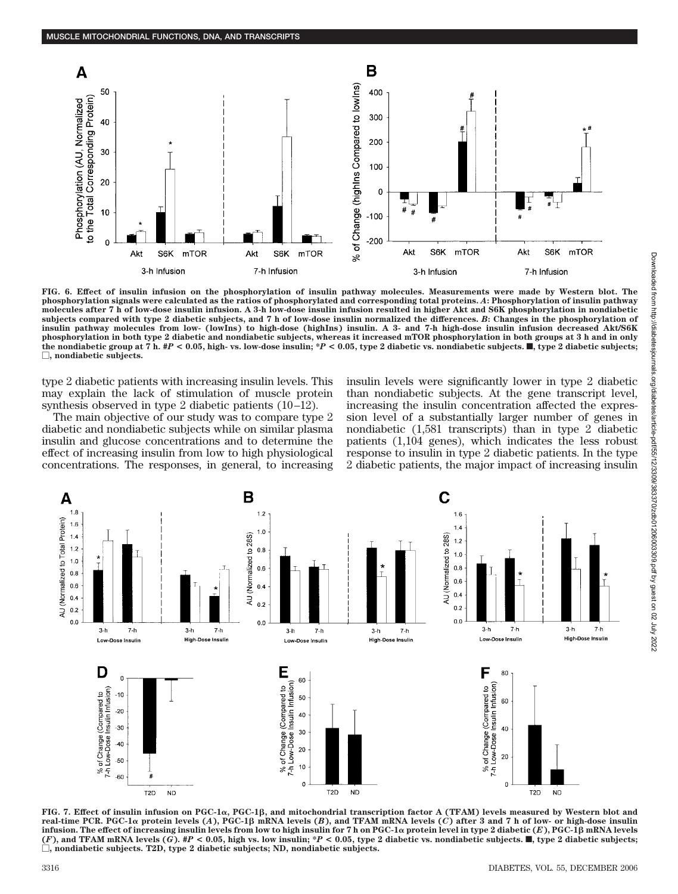FIG. 6. Effect of insulin infusion on the phosphorylation of insulin pathway molecules. Measurements were made by Western blot. The phosphorylation signals were calculated as the ratios of phosphorylated and corresponding total proteins. *A*: Phosphorylation of insulin pathway molecules after 7 h of low-dose insulin infusion. A 3-h low-dose insulin infusion resulted in higher Akt and S6K phosphorylation in nondiabetic subjects compared with type 2 diabetic subjects, and 7 h of low-dose insulin normalized the differences. *B*: Changes in the phosphorylation of insulin pathway molecules from low- (lowIns) to high-dose (highIns) insulin. A 3- and 7-h high-dose insulin infusion decreased Akt/S6K phosphorylation in both type 2 diabetic and nondiabetic subjects, whereas it increased mTOR phosphorylation in both groups at 3 h and in only the nondiabetic group at 7 h. #$P < 0.05$, high- vs. low-dose insulin; *$P < 0.05$, type 2 diabetic vs. nondiabetic subjects. ■, type 2 diabetic subjects; □, nondiabetic subjects.

type 2 diabetic patients with increasing insulin levels. This may explain the lack of stimulation of muscle protein synthesis observed in type 2 diabetic patients (10–12).

The main objective of our study was to compare type 2 diabetic and nondiabetic subjects while on similar plasma insulin and glucose concentrations and to determine the effect of increasing insulin from low to high physiological concentrations. The responses, in general, to increasing insulin levels were significantly lower in type 2 diabetic than nondiabetic subjects. At the gene transcript level, increasing the insulin concentration affected the expression level of a substantially larger number of genes in nondiabetic (1,581 transcripts) than in type 2 diabetic patients (1,104 genes), which indicates the less robust response to insulin in type 2 diabetic patients. In the type 2 diabetic patients, the major impact of increasing insulin

FIG. 7. Effect of insulin infusion on PGC-1α, PGC-1β, and mitochondrial transcription factor A (TFAM) levels measured by Western blot and real-time PCR. PGC-1α protein levels (*A*), PGC-1β mRNA levels (*B*), and TFAM mRNA levels (*C*) after 3 and 7 h of low- or high-dose insulin infusion. The effect of increasing insulin levels from low to high insulin for 7 h on PGC-1α protein level in type 2 diabetic (*E*), PGC-1β mRNA levels (*F*), and TFAM mRNA levels (*G*). #$P < 0.05$, high vs. low insulin; *$P < 0.05$, type 2 diabetic vs. nondiabetic subjects. ■, type 2 diabetic subjects; □, nondiabetic subjects. T2D, type 2 diabetic subjects; ND, nondiabetic subjects.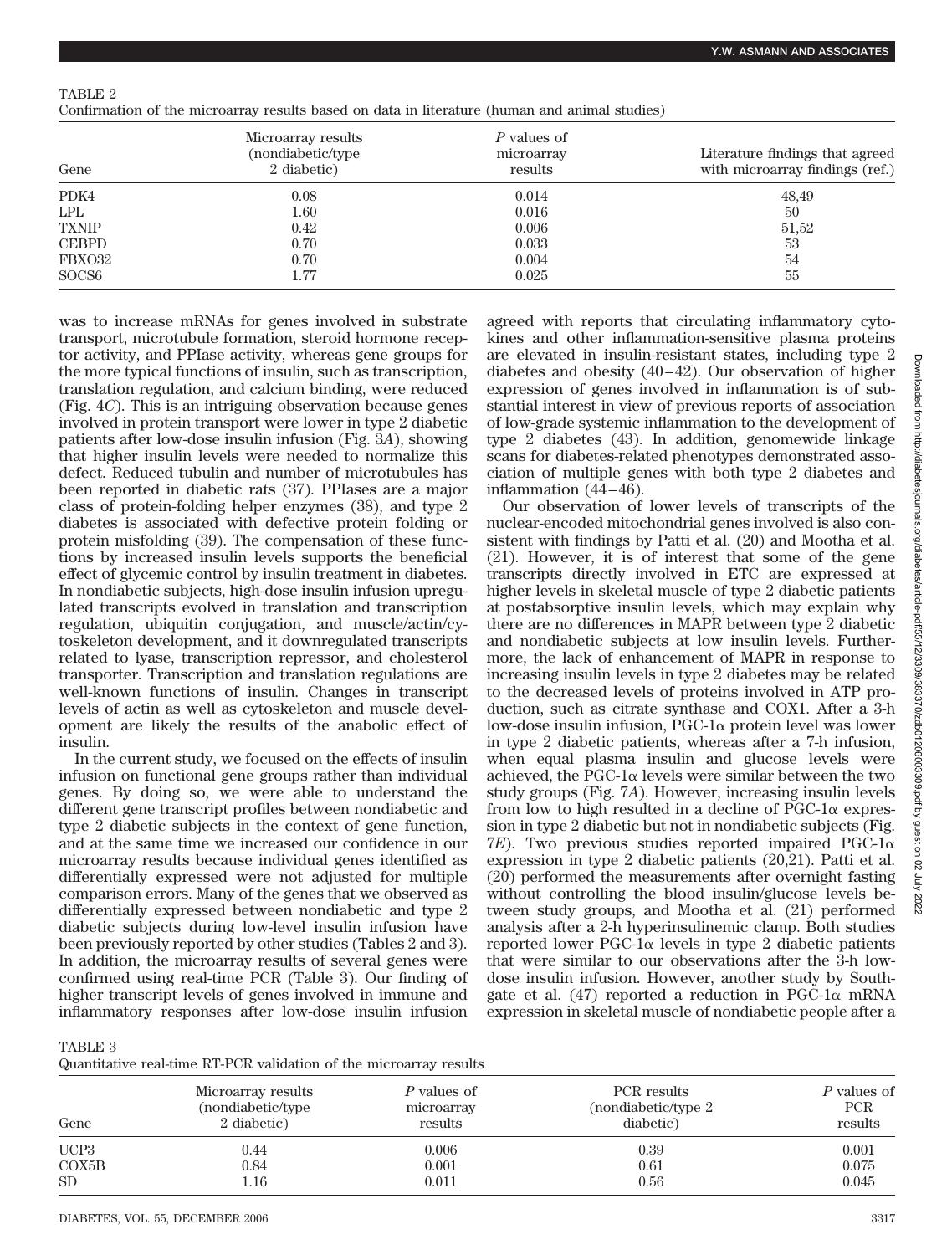TABLE 2
Confirmation of the microarray results based on data in literature (human and animal studies)

| Gene | Microarray results (nondiabetic/type 2 diabetic) | *P* values of microarray results | Literature findings that agreed with microarray findings (ref.) |
|---|---|---|---|
| PDK4 | 0.08 | 0.014 | 48,49 |
| LPL | 1.60 | 0.016 | 50 |
| TXNIP | 0.42 | 0.006 | 51,52 |
| CEBPD | 0.70 | 0.033 | 53 |
| FBXO32 | 0.70 | 0.004 | 54 |
| SOCS6 | 1.77 | 0.025 | 55 |

was to increase mRNAs for genes involved in substrate transport, microtubule formation, steroid hormone receptor activity, and PPIase activity, whereas gene groups for the more typical functions of insulin, such as transcription, translation regulation, and calcium binding, were reduced (Fig. 4*C*). This is an intriguing observation because genes involved in protein transport were lower in type 2 diabetic patients after low-dose insulin infusion (Fig. 3*A*), showing that higher insulin levels were needed to normalize this defect. Reduced tubulin and number of microtubules has been reported in diabetic rats (37). PPIases are a major class of protein-folding helper enzymes (38), and type 2 diabetes is associated with defective protein folding or protein misfolding (39). The compensation of these functions by increased insulin levels supports the beneficial effect of glycemic control by insulin treatment in diabetes. In nondiabetic subjects, high-dose insulin infusion upregulated transcripts evolved in translation and transcription regulation, ubiquitin conjugation, and muscle/actin/cytoskeleton development, and it downregulated transcripts related to lyase, transcription repressor, and cholesterol transporter. Transcription and translation regulations are well-known functions of insulin. Changes in transcript levels of actin as well as cytoskeleton and muscle development are likely the results of the anabolic effect of insulin.

In the current study, we focused on the effects of insulin infusion on functional gene groups rather than individual genes. By doing so, we were able to understand the different gene transcript profiles between nondiabetic and type 2 diabetic subjects in the context of gene function, and at the same time we increased our confidence in our microarray results because individual genes identified as differentially expressed were not adjusted for multiple comparison errors. Many of the genes that we observed as differentially expressed between nondiabetic and type 2 diabetic subjects during low-level insulin infusion have been previously reported by other studies (Tables 2 and 3). In addition, the microarray results of several genes were confirmed using real-time PCR (Table 3). Our finding of higher transcript levels of genes involved in immune and inflammatory responses after low-dose insulin infusion agreed with reports that circulating inflammatory cytokines and other inflammation-sensitive plasma proteins are elevated in insulin-resistant states, including type 2 diabetes and obesity (40–42). Our observation of higher expression of genes involved in inflammation is of substantial interest in view of previous reports of association of low-grade systemic inflammation to the development of type 2 diabetes (43). In addition, genomewide linkage scans for diabetes-related phenotypes demonstrated association of multiple genes with both type 2 diabetes and inflammation (44–46).

Our observation of lower levels of transcripts of the nuclear-encoded mitochondrial genes involved is also consistent with findings by Patti et al. (20) and Mootha et al. (21). However, it is of interest that some of the gene transcripts directly involved in ETC are expressed at higher levels in skeletal muscle of type 2 diabetic patients at postabsorptive insulin levels, which may explain why there are no differences in MAPR between type 2 diabetic and nondiabetic subjects at low insulin levels. Furthermore, the lack of enhancement of MAPR in response to increasing insulin levels in type 2 diabetes may be related to the decreased levels of proteins involved in ATP production, such as citrate synthase and COX1. After a 3-h low-dose insulin infusion, PGC-1α protein level was lower in type 2 diabetic patients, whereas after a 7-h infusion, when equal plasma insulin and glucose levels were achieved, the PGC-1α levels were similar between the two study groups (Fig. 7*A*). However, increasing insulin levels from low to high resulted in a decline of PGC-1α expression in type 2 diabetic but not in nondiabetic subjects (Fig. 7*E*). Two previous studies reported impaired PGC-1α expression in type 2 diabetic patients (20,21). Patti et al. (20) performed the measurements after overnight fasting without controlling the blood insulin/glucose levels between study groups, and Mootha et al. (21) performed analysis after a 2-h hyperinsulinemic clamp. Both studies reported lower PGC-1α levels in type 2 diabetic patients that were similar to our observations after the 3-h low-dose insulin infusion. However, another study by Southgate et al. (47) reported a reduction in PGC-1α mRNA expression in skeletal muscle of nondiabetic people after a

TABLE 3
Quantitative real-time RT-PCR validation of the microarray results

| Gene | Microarray results (nondiabetic/type 2 diabetic) | *P* values of microarray results | PCR results (nondiabetic/type 2 diabetic) | *P* values of PCR results |
|---|---|---|---|---|
| UCP3 | 0.44 | 0.006 | 0.39 | 0.001 |
| COX5B | 0.84 | 0.001 | 0.61 | 0.075 |
| SD | 1.16 | 0.011 | 0.56 | 0.045 |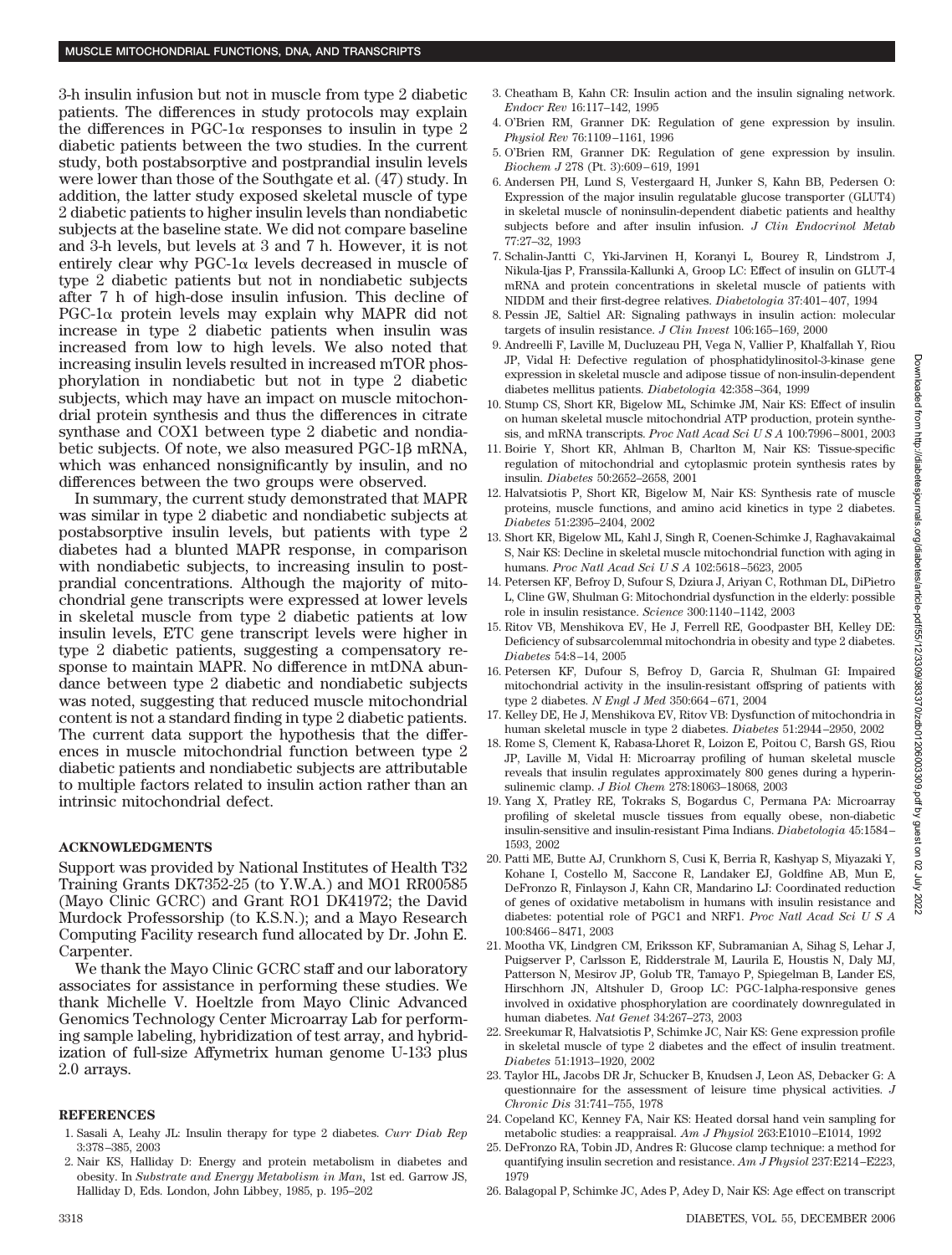3-h insulin infusion but not in muscle from type 2 diabetic patients. The differences in study protocols may explain the differences in PGC-1α responses to insulin in type 2 diabetic patients between the two studies. In the current study, both postabsorptive and postprandial insulin levels were lower than those of the Southgate et al. (47) study. In addition, the latter study exposed skeletal muscle of type 2 diabetic patients to higher insulin levels than nondiabetic subjects at the baseline state. We did not compare baseline and 3-h levels, but levels at 3 and 7 h. However, it is not entirely clear why PGC-1α levels decreased in muscle of type 2 diabetic patients but not in nondiabetic subjects after 7 h of high-dose insulin infusion. This decline of PGC-1α protein levels may explain why MAPR did not increase in type 2 diabetic patients when insulin was increased from low to high levels. We also noted that increasing insulin levels resulted in increased mTOR phosphorylation in nondiabetic but not in type 2 diabetic subjects, which may have an impact on muscle mitochondrial protein synthesis and thus the differences in citrate synthase and COX1 between type 2 diabetic and nondiabetic subjects. Of note, we also measured PGC-1β mRNA, which was enhanced nonsignificantly by insulin, and no differences between the two groups were observed.

In summary, the current study demonstrated that MAPR was similar in type 2 diabetic and nondiabetic subjects at postabsorptive insulin levels, but patients with type 2 diabetes had a blunted MAPR response, in comparison with nondiabetic subjects, to increasing insulin to postprandial concentrations. Although the majority of mitochondrial gene transcripts were expressed at lower levels in skeletal muscle from type 2 diabetic patients at low insulin levels, ETC gene transcript levels were higher in type 2 diabetic patients, suggesting a compensatory response to maintain MAPR. No difference in mtDNA abundance between type 2 diabetic and nondiabetic subjects was noted, suggesting that reduced muscle mitochondrial content is not a standard finding in type 2 diabetic patients. The current data support the hypothesis that the differences in muscle mitochondrial function between type 2 diabetic patients and nondiabetic subjects are attributable to multiple factors related to insulin action rather than an intrinsic mitochondrial defect.

## ACKNOWLEDGMENTS

Support was provided by National Institutes of Health T32 Training Grants DK7352-25 (to Y.W.A.) and MO1 RR00585 (Mayo Clinic GCRC) and Grant RO1 DK41972; the David Murdock Professorship (to K.S.N.); and a Mayo Research Computing Facility research fund allocated by Dr. John E. Carpenter.

We thank the Mayo Clinic GCRC staff and our laboratory associates for assistance in performing these studies. We thank Michelle V. Hoeltzle from Mayo Clinic Advanced Genomics Technology Center Microarray Lab for performing sample labeling, hybridization of test array, and hybridization of full-size Affymetrix human genome U-133 plus 2.0 arrays.

## REFERENCES

1. Sasali A, Leahy JL: Insulin therapy for type 2 diabetes. *Curr Diab Rep* 3:378–385, 2003
2. Nair KS, Halliday D: Energy and protein metabolism in diabetes and obesity. In *Substrate and Energy Metabolism in Man*, 1st ed. Garrow JS, Halliday D, Eds. London, John Libbey, 1985, p. 195–202
3. Cheatham B, Kahn CR: Insulin action and the insulin signaling network. *Endocr Rev* 16:117–142, 1995
4. O'Brien RM, Granner DK: Regulation of gene expression by insulin. *Physiol Rev* 76:1109–1161, 1996
5. O'Brien RM, Granner DK: Regulation of gene expression by insulin. *Biochem J* 278 (Pt. 3):609–619, 1991
6. Andersen PH, Lund S, Vestergaard H, Junker S, Kahn BB, Pedersen O: Expression of the major insulin regulatable glucose transporter (GLUT4) in skeletal muscle of noninsulin-dependent diabetic patients and healthy subjects before and after insulin infusion. *J Clin Endocrinol Metab* 77:27–32, 1993
7. Schalin-Jantti C, Yki-Jarvinen H, Koranyi L, Bourey R, Lindstrom J, Nikula-Ijas P, Franssila-Kallunki A, Groop LC: Effect of insulin on GLUT-4 mRNA and protein concentrations in skeletal muscle of patients with NIDDM and their first-degree relatives. *Diabetologia* 37:401–407, 1994
8. Pessin JE, Saltiel AR: Signaling pathways in insulin action: molecular targets of insulin resistance. *J Clin Invest* 106:165–169, 2000
9. Andreelli F, Laville M, Ducluzeau PH, Vega N, Vallier P, Khalfallah Y, Riou JP, Vidal H: Defective regulation of phosphatidylinositol-3-kinase gene expression in skeletal muscle and adipose tissue of non-insulin-dependent diabetes mellitus patients. *Diabetologia* 42:358–364, 1999
10. Stump CS, Short KR, Bigelow ML, Schimke JM, Nair KS: Effect of insulin on human skeletal muscle mitochondrial ATP production, protein synthesis, and mRNA transcripts. *Proc Natl Acad Sci U S A* 100:7996–8001, 2003
11. Boirie Y, Short KR, Ahlman B, Charlton M, Nair KS: Tissue-specific regulation of mitochondrial and cytoplasmic protein synthesis rates by insulin. *Diabetes* 50:2652–2658, 2001
12. Halvatsiotis P, Short KR, Bigelow M, Nair KS: Synthesis rate of muscle proteins, muscle functions, and amino acid kinetics in type 2 diabetes. *Diabetes* 51:2395–2404, 2002
13. Short KR, Bigelow ML, Kahl J, Singh R, Coenen-Schimke J, Raghavakaimal S, Nair KS: Decline in skeletal muscle mitochondrial function with aging in humans. *Proc Natl Acad Sci U S A* 102:5618–5623, 2005
14. Petersen KF, Befroy D, Sufour S, Dziura J, Ariyan C, Rothman DL, DiPietro L, Cline GW, Shulman G: Mitochondrial dysfunction in the elderly: possible role in insulin resistance. *Science* 300:1140–1142, 2003
15. Ritov VB, Menshikova EV, He J, Ferrell RE, Goodpaster BH, Kelley DE: Deficiency of subsarcolemmal mitochondria in obesity and type 2 diabetes. *Diabetes* 54:8–14, 2005
16. Petersen KF, Dufour S, Befroy D, Garcia R, Shulman GI: Impaired mitochondrial activity in the insulin-resistant offspring of patients with type 2 diabetes. *N Engl J Med* 350:664–671, 2004
17. Kelley DE, He J, Menshikova EV, Ritov VB: Dysfunction of mitochondria in human skeletal muscle in type 2 diabetes. *Diabetes* 51:2944–2950, 2002
18. Rome S, Clement K, Rabasa-Lhoret R, Loizon E, Poitou C, Barsh GS, Riou JP, Laville M, Vidal H: Microarray profiling of human skeletal muscle reveals that insulin regulates approximately 800 genes during a hyperinsulinemic clamp. *J Biol Chem* 278:18063–18068, 2003
19. Yang X, Pratley RE, Tokraks S, Bogardus C, Permana PA: Microarray profiling of skeletal muscle tissues from equally obese, non-diabetic insulin-sensitive and insulin-resistant Pima Indians. *Diabetologia* 45:1584–1593, 2002
20. Patti ME, Butte AJ, Crunkhorn S, Cusi K, Berria R, Kashyap S, Miyazaki Y, Kohane I, Costello M, Saccone R, Landaker EJ, Goldfine AB, Mun E, DeFronzo R, Finlayson J, Kahn CR, Mandarino LJ: Coordinated reduction of genes of oxidative metabolism in humans with insulin resistance and diabetes: potential role of PGC1 and NRF1. *Proc Natl Acad Sci U S A* 100:8466–8471, 2003
21. Mootha VK, Lindgren CM, Eriksson KF, Subramanian A, Sihag S, Lehar J, Puigserver P, Carlsson E, Ridderstrale M, Laurila E, Houstis N, Daly MJ, Patterson N, Mesirov JP, Golub TR, Tamayo P, Spiegelman B, Lander ES, Hirschhorn JN, Altshuler D, Groop LC: PGC-1alpha-responsive genes involved in oxidative phosphorylation are coordinately downregulated in human diabetes. *Nat Genet* 34:267–273, 2003
22. Sreekumar R, Halvatsiotis P, Schimke JC, Nair KS: Gene expression profile in skeletal muscle of type 2 diabetes and the effect of insulin treatment. *Diabetes* 51:1913–1920, 2002
23. Taylor HL, Jacobs DR Jr, Schucker B, Knudsen J, Leon AS, Debacker G: A questionnaire for the assessment of leisure time physical activities. *J Chronic Dis* 31:741–755, 1978
24. Copeland KC, Kenney FA, Nair KS: Heated dorsal hand vein sampling for metabolic studies: a reappraisal. *Am J Physiol* 263:E1010–E1014, 1992
25. DeFronzo RA, Tobin JD, Andres R: Glucose clamp technique: a method for quantifying insulin secretion and resistance. *Am J Physiol* 237:E214–E223, 1979
26. Balagopal P, Schimke JC, Ades P, Adey D, Nair KS: Age effect on transcript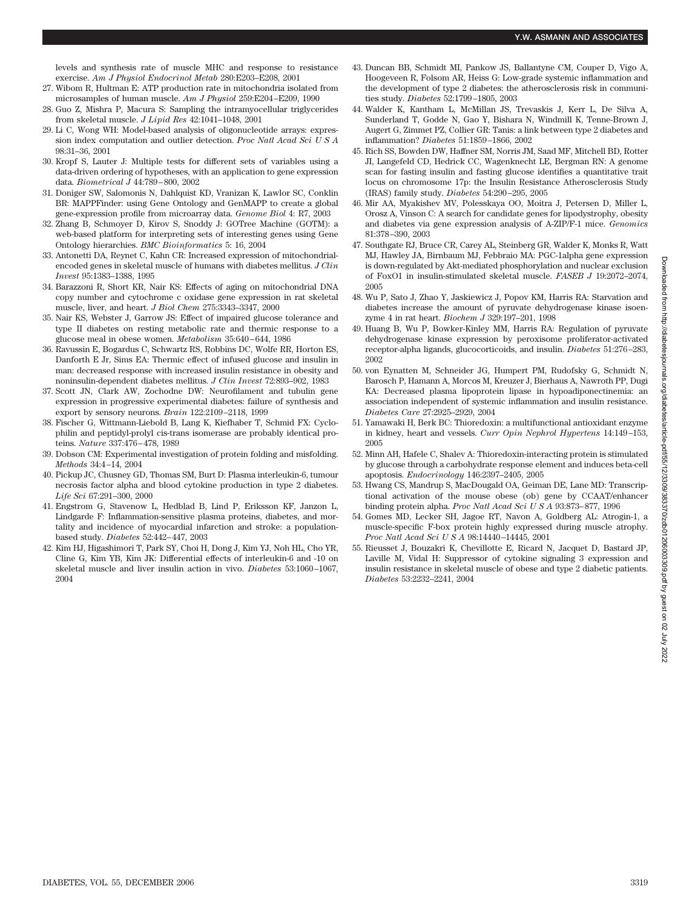levels and synthesis rate of muscle MHC and response to resistance exercise. *Am J Physiol Endocrinol Metab* 280:E203–E208, 2001

27. Wibom R, Hultman E: ATP production rate in mitochondria isolated from microsamples of human muscle. *Am J Physiol* 259:E204–E209, 1990
28. Guo Z, Mishra P, Macura S: Sampling the intramyocellular triglycerides from skeletal muscle. *J Lipid Res* 42:1041–1048, 2001
29. Li C, Wong WH: Model-based analysis of oligonucleotide arrays: expression index computation and outlier detection. *Proc Natl Acad Sci U S A* 98:31–36, 2001
30. Kropf S, Lauter J: Multiple tests for different sets of variables using a data-driven ordering of hypotheses, with an application to gene expression data. *Biometrical J* 44:789–800, 2002
31. Doniger SW, Salomonis N, Dahlquist KD, Vranizan K, Lawlor SC, Conklin BR: MAPPFinder: using Gene Ontology and GenMAPP to create a global gene-expression profile from microarray data. *Genome Biol* 4: R7, 2003
32. Zhang B, Schmoyer D, Kirov S, Snoddy J: GOTree Machine (GOTM): a web-based platform for interpreting sets of interesting genes using Gene Ontology hierarchies. *BMC Bioinformatics* 5: 16, 2004
33. Antonetti DA, Reynet C, Kahn CR: Increased expression of mitochondrial-encoded genes in skeletal muscle of humans with diabetes mellitus. *J Clin Invest* 95:1383–1388, 1995
34. Barazzoni R, Short KR, Nair KS: Effects of aging on mitochondrial DNA copy number and cytochrome c oxidase gene expression in rat skeletal muscle, liver, and heart. *J Biol Chem* 275:3343–3347, 2000
35. Nair KS, Webster J, Garrow JS: Effect of impaired glucose tolerance and type II diabetes on resting metabolic rate and thermic response to a glucose meal in obese women. *Metabolism* 35:640–644, 1986
36. Ravussin E, Bogardus C, Schwartz RS, Robbins DC, Wolfe RR, Horton ES, Danforth E Jr, Sims EA: Thermic effect of infused glucose and insulin in man: decreased response with increased insulin resistance in obesity and noninsulin-dependent diabetes mellitus. *J Clin Invest* 72:893–902, 1983
37. Scott JN, Clark AW, Zochodne DW: Neurofilament and tubulin gene expression in progressive experimental diabetes: failure of synthesis and export by sensory neurons. *Brain* 122:2109–2118, 1999
38. Fischer G, Wittmann-Liebold B, Lang K, Kiefhaber T, Schmid FX: Cyclophilin and peptidyl-prolyl cis-trans isomerase are probably identical proteins. *Nature* 337:476–478, 1989
39. Dobson CM: Experimental investigation of protein folding and misfolding. *Methods* 34:4–14, 2004
40. Pickup JC, Chusney GD, Thomas SM, Burt D: Plasma interleukin-6, tumour necrosis factor alpha and blood cytokine production in type 2 diabetes. *Life Sci* 67:291–300, 2000
41. Engstrom G, Stavenow L, Hedblad B, Lind P, Eriksson KF, Janzon L, Lindgarde F: Inflammation-sensitive plasma proteins, diabetes, and mortality and incidence of myocardial infarction and stroke: a population-based study. *Diabetes* 52:442–447, 2003
42. Kim HJ, Higashimori T, Park SY, Choi H, Dong J, Kim YJ, Noh HL, Cho YR, Cline G, Kim YB, Kim JK: Differential effects of interleukin-6 and -10 on skeletal muscle and liver insulin action in vivo. *Diabetes* 53:1060–1067, 2004
43. Duncan BB, Schmidt MI, Pankow JS, Ballantyne CM, Couper D, Vigo A, Hoogeveen R, Folsom AR, Heiss G: Low-grade systemic inflammation and the development of type 2 diabetes: the atherosclerosis risk in communities study. *Diabetes* 52:1799–1805, 2003
44. Walder K, Kantham L, McMillan JS, Trevaskis J, Kerr L, De Silva A, Sunderland T, Godde N, Gao Y, Bishara N, Windmill K, Tenne-Brown J, Augert G, Zimmet PZ, Collier GR: Tanis: a link between type 2 diabetes and inflammation? *Diabetes* 51:1859–1866, 2002
45. Rich SS, Bowden DW, Haffner SM, Norris JM, Saad MF, Mitchell BD, Rotter JI, Langefeld CD, Hedrick CC, Wagenknecht LE, Bergman RN: A genome scan for fasting insulin and fasting glucose identifies a quantitative trait locus on chromosome 17p: the Insulin Resistance Atherosclerosis Study (IRAS) family study. *Diabetes* 54:290–295, 2005
46. Mir AA, Myakishev MV, Polesskaya OO, Moitra J, Petersen D, Miller L, Orosz A, Vinson C: A search for candidate genes for lipodystrophy, obesity and diabetes via gene expression analysis of A-ZIP/F-1 mice. *Genomics* 81:378–390, 2003
47. Southgate RJ, Bruce CR, Carey AL, Steinberg GR, Walder K, Monks R, Watt MJ, Hawley JA, Birnbaum MJ, Febbraio MA: PGC-1alpha gene expression is down-regulated by Akt-mediated phosphorylation and nuclear exclusion of FoxO1 in insulin-stimulated skeletal muscle. *FASEB J* 19:2072–2074, 2005
48. Wu P, Sato J, Zhao Y, Jaskiewicz J, Popov KM, Harris RA: Starvation and diabetes increase the amount of pyruvate dehydrogenase kinase isoenzyme 4 in rat heart. *Biochem J* 329:197–201, 1998
49. Huang B, Wu P, Bowker-Kinley MM, Harris RA: Regulation of pyruvate dehydrogenase kinase expression by peroxisome proliferator-activated receptor-alpha ligands, glucocorticoids, and insulin. *Diabetes* 51:276–283, 2002
50. von Eynatten M, Schneider JG, Humpert PM, Rudofsky G, Schmidt N, Barosch P, Hamann A, Morcos M, Kreuzer J, Bierhaus A, Nawroth PP, Dugi KA: Decreased plasma lipoprotein lipase in hypoadiponectinemia: an association independent of systemic inflammation and insulin resistance. *Diabetes Care* 27:2925–2929, 2004
51. Yamawaki H, Berk BC: Thioredoxin: a multifunctional antioxidant enzyme in kidney, heart and vessels. *Curr Opin Nephrol Hypertens* 14:149–153, 2005
52. Minn AH, Hafele C, Shalev A: Thioredoxin-interacting protein is stimulated by glucose through a carbohydrate response element and induces beta-cell apoptosis. *Endocrinology* 146:2397–2405, 2005
53. Hwang CS, Mandrup S, MacDougald OA, Geiman DE, Lane MD: Transcriptional activation of the mouse obese (ob) gene by CCAAT/enhancer binding protein alpha. *Proc Natl Acad Sci U S A* 93:873–877, 1996
54. Gomes MD, Lecker SH, Jagoe RT, Navon A, Goldberg AL: Atrogin-1, a muscle-specific F-box protein highly expressed during muscle atrophy. *Proc Natl Acad Sci U S A* 98:14440–14445, 2001
55. Rieusset J, Bouzakri K, Chevillotte E, Ricard N, Jacquet D, Bastard JP, Laville M, Vidal H: Suppressor of cytokine signaling 3 expression and insulin resistance in skeletal muscle of obese and type 2 diabetic patients. *Diabetes* 53:2232–2241, 2004